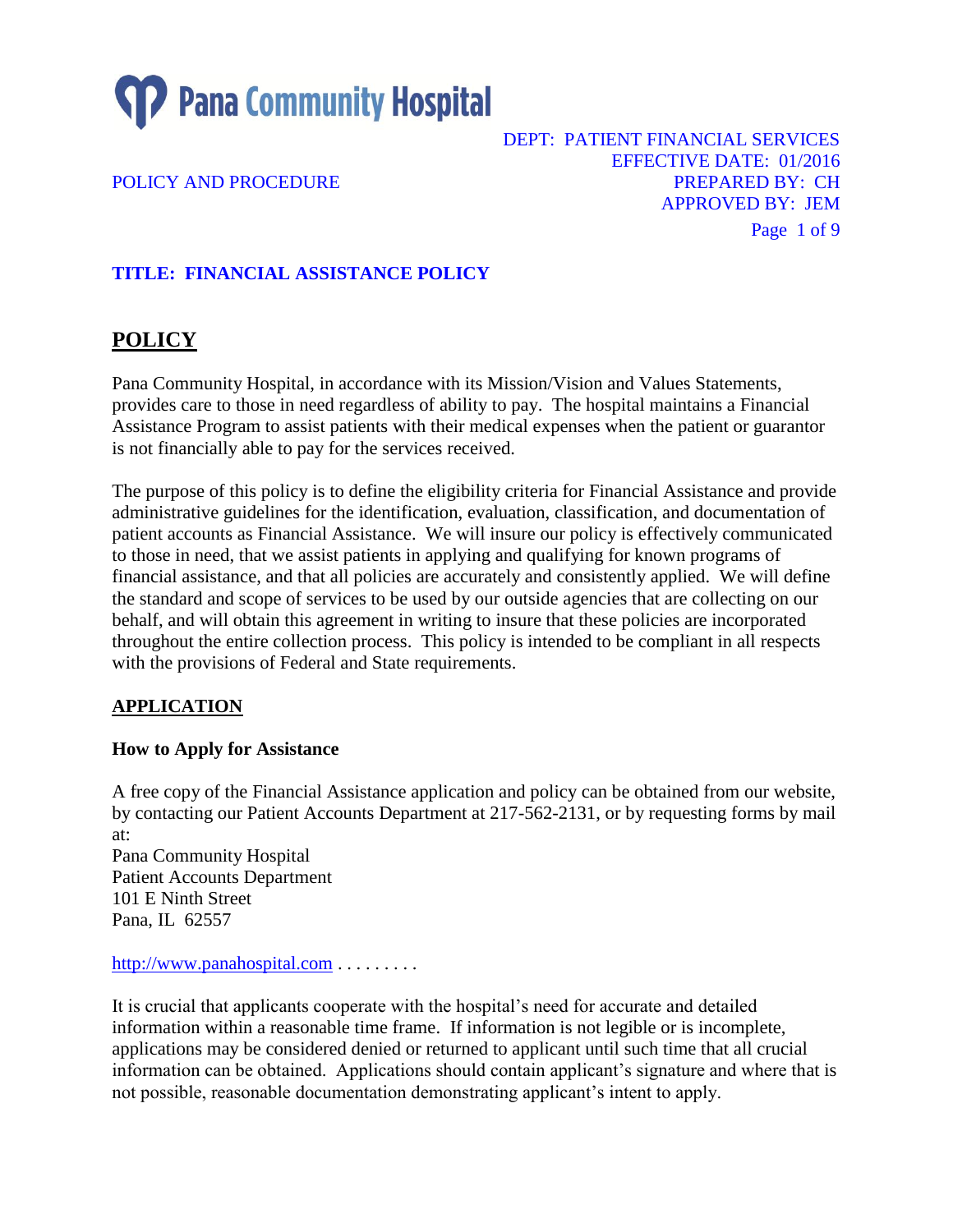Pana Community Hospital

DEPT: PATIENT FINANCIAL SERVICES
EFFECTIVE DATE: 01/2016
PREPARED BY: CH
APPROVED BY: JEM

POLICY AND PROCEDURE

**TITLE: FINANCIAL ASSISTANCE POLICY**

## POLICY

Pana Community Hospital, in accordance with its Mission/Vision and Values Statements, provides care to those in need regardless of ability to pay. The hospital maintains a Financial Assistance Program to assist patients with their medical expenses when the patient or guarantor is not financially able to pay for the services received.

The purpose of this policy is to define the eligibility criteria for Financial Assistance and provide administrative guidelines for the identification, evaluation, classification, and documentation of patient accounts as Financial Assistance. We will insure our policy is effectively communicated to those in need, that we assist patients in applying and qualifying for known programs of financial assistance, and that all policies are accurately and consistently applied. We will define the standard and scope of services to be used by our outside agencies that are collecting on our behalf, and will obtain this agreement in writing to insure that these policies are incorporated throughout the entire collection process. This policy is intended to be compliant in all respects with the provisions of Federal and State requirements.

### APPLICATION

**How to Apply for Assistance**

A free copy of the Financial Assistance application and policy can be obtained from our website, by contacting our Patient Accounts Department at 217-562-2131, or by requesting forms by mail at:
Pana Community Hospital
Patient Accounts Department
101 E Ninth Street
Pana, IL 62557

http://www.panahospital.com . . . . . . . . .

It is crucial that applicants cooperate with the hospital's need for accurate and detailed information within a reasonable time frame. If information is not legible or is incomplete, applications may be considered denied or returned to applicant until such time that all crucial information can be obtained. Applications should contain applicant's signature and where that is not possible, reasonable documentation demonstrating applicant's intent to apply.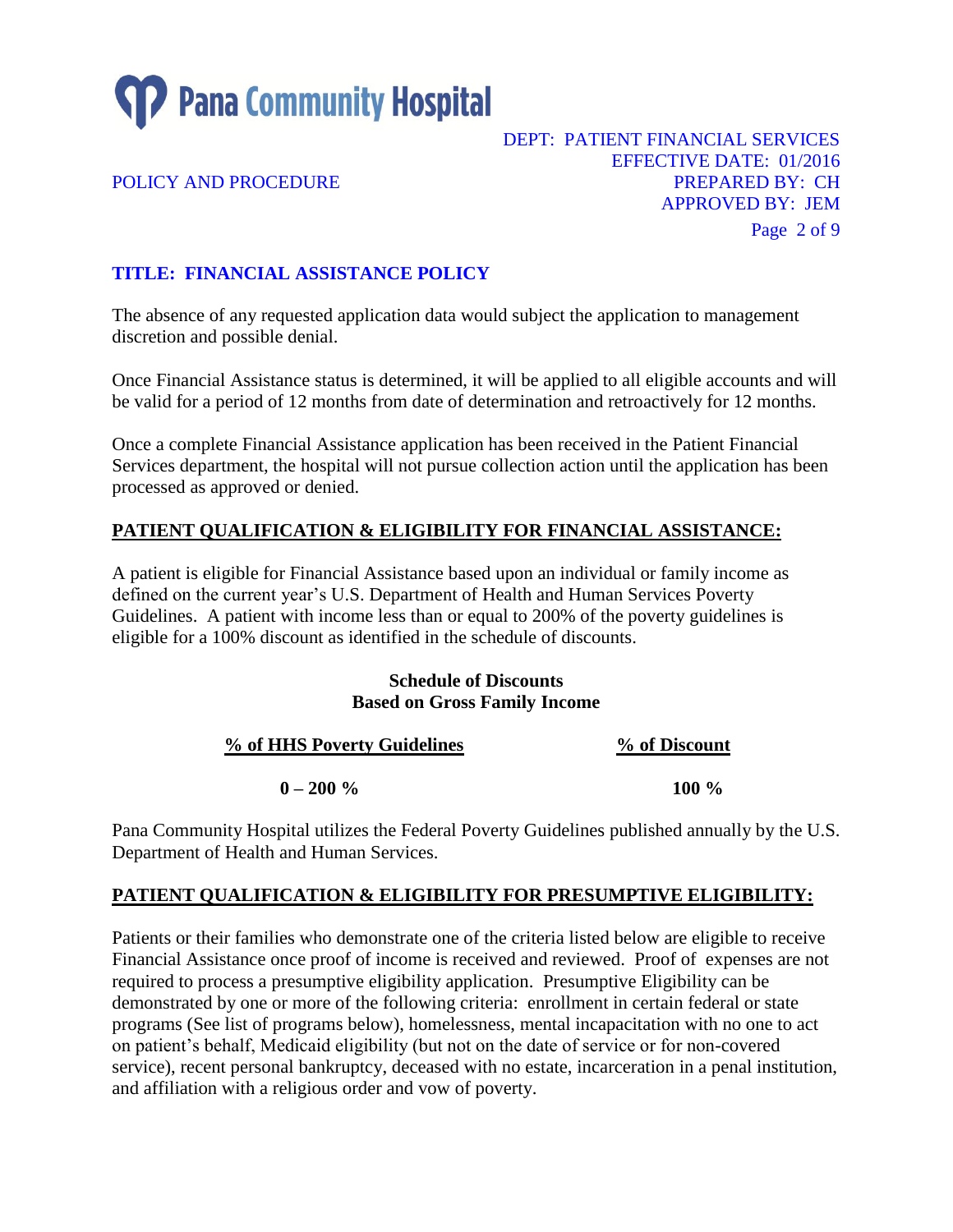The absence of any requested application data would subject the application to management discretion and possible denial.

Once Financial Assistance status is determined, it will be applied to all eligible accounts and will be valid for a period of 12 months from date of determination and retroactively for 12 months.

Once a complete Financial Assistance application has been received in the Patient Financial Services department, the hospital will not pursue collection action until the application has been processed as approved or denied.

## PATIENT QUALIFICATION & ELIGIBILITY FOR FINANCIAL ASSISTANCE:

A patient is eligible for Financial Assistance based upon an individual or family income as defined on the current year's U.S. Department of Health and Human Services Poverty Guidelines. A patient with income less than or equal to 200% of the poverty guidelines is eligible for a 100% discount as identified in the schedule of discounts.

**Schedule of Discounts**
**Based on Gross Family Income**

| % of HHS Poverty Guidelines | % of Discount |
|---|---|
| **0 – 200 %** | **100 %** |

Pana Community Hospital utilizes the Federal Poverty Guidelines published annually by the U.S. Department of Health and Human Services.

## PATIENT QUALIFICATION & ELIGIBILITY FOR PRESUMPTIVE ELIGIBILITY:

Patients or their families who demonstrate one of the criteria listed below are eligible to receive Financial Assistance once proof of income is received and reviewed. Proof of expenses are not required to process a presumptive eligibility application. Presumptive Eligibility can be demonstrated by one or more of the following criteria: enrollment in certain federal or state programs (See list of programs below), homelessness, mental incapacitation with no one to act on patient's behalf, Medicaid eligibility (but not on the date of service or for non-covered service), recent personal bankruptcy, deceased with no estate, incarceration in a penal institution, and affiliation with a religious order and vow of poverty.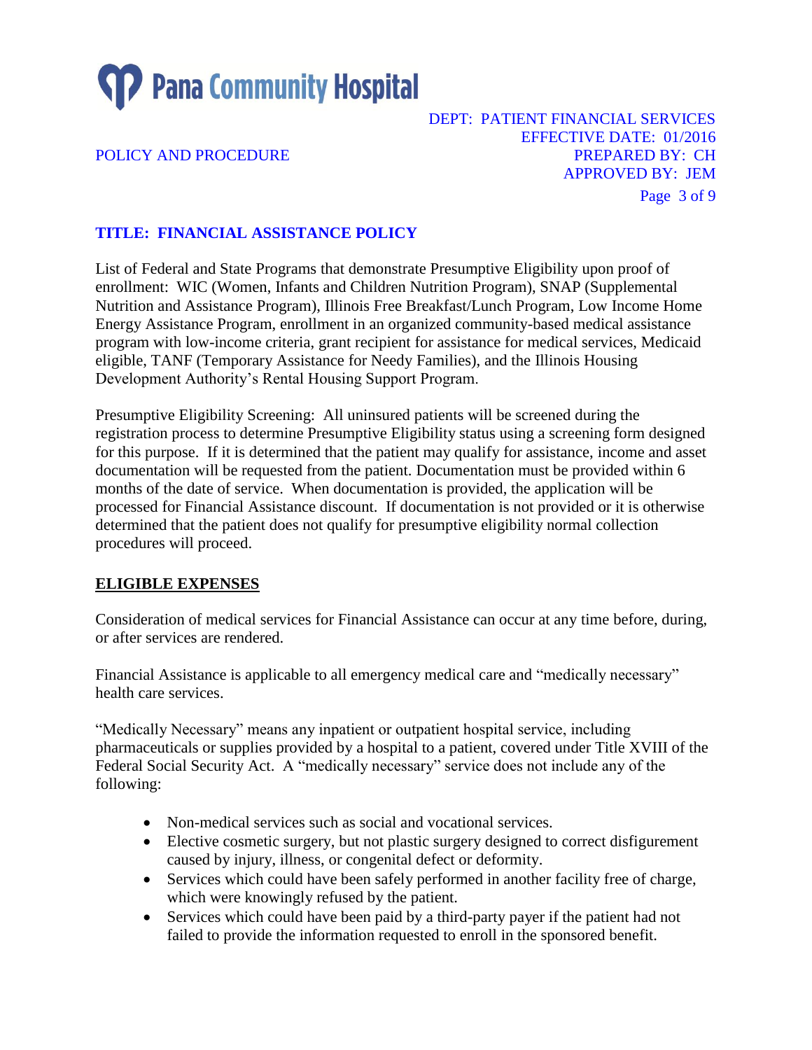List of Federal and State Programs that demonstrate Presumptive Eligibility upon proof of enrollment: WIC (Women, Infants and Children Nutrition Program), SNAP (Supplemental Nutrition and Assistance Program), Illinois Free Breakfast/Lunch Program, Low Income Home Energy Assistance Program, enrollment in an organized community-based medical assistance program with low-income criteria, grant recipient for assistance for medical services, Medicaid eligible, TANF (Temporary Assistance for Needy Families), and the Illinois Housing Development Authority's Rental Housing Support Program.

Presumptive Eligibility Screening: All uninsured patients will be screened during the registration process to determine Presumptive Eligibility status using a screening form designed for this purpose. If it is determined that the patient may qualify for assistance, income and asset documentation will be requested from the patient. Documentation must be provided within 6 months of the date of service. When documentation is provided, the application will be processed for Financial Assistance discount. If documentation is not provided or it is otherwise determined that the patient does not qualify for presumptive eligibility normal collection procedures will proceed.

## ELIGIBLE EXPENSES

Consideration of medical services for Financial Assistance can occur at any time before, during, or after services are rendered.

Financial Assistance is applicable to all emergency medical care and "medically necessary" health care services.

"Medically Necessary" means any inpatient or outpatient hospital service, including pharmaceuticals or supplies provided by a hospital to a patient, covered under Title XVIII of the Federal Social Security Act. A "medically necessary" service does not include any of the following:

- Non-medical services such as social and vocational services.
- Elective cosmetic surgery, but not plastic surgery designed to correct disfigurement caused by injury, illness, or congenital defect or deformity.
- Services which could have been safely performed in another facility free of charge, which were knowingly refused by the patient.
- Services which could have been paid by a third-party payer if the patient had not failed to provide the information requested to enroll in the sponsored benefit.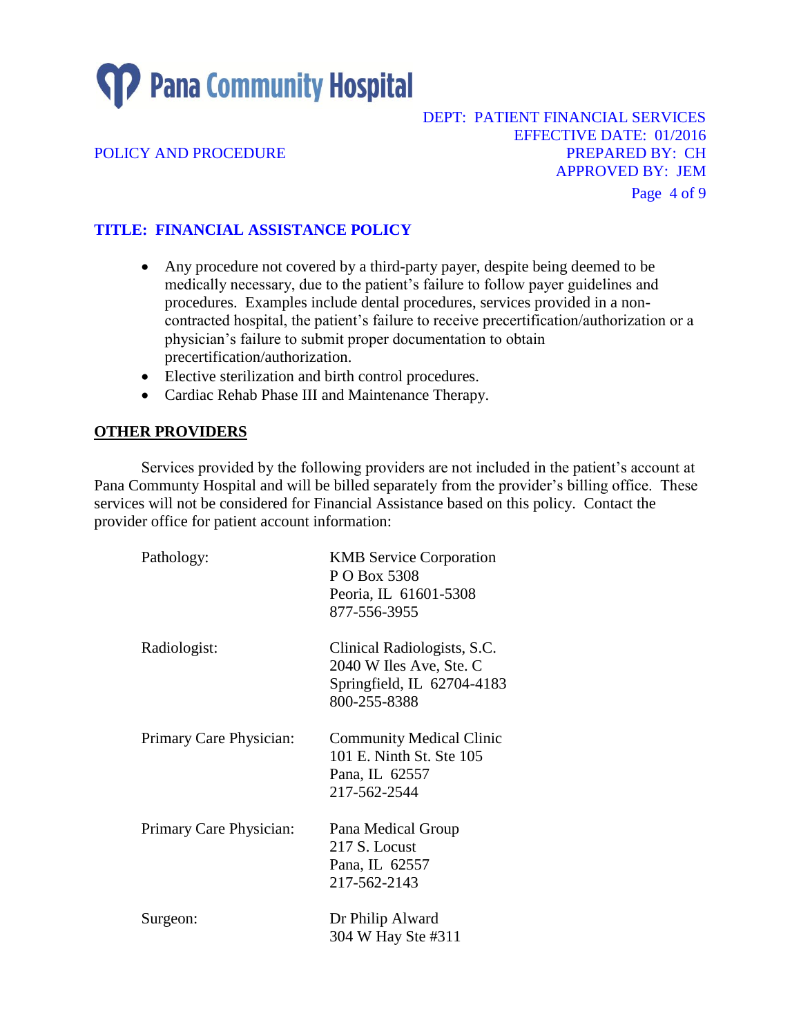- Any procedure not covered by a third-party payer, despite being deemed to be medically necessary, due to the patient's failure to follow payer guidelines and procedures. Examples include dental procedures, services provided in a non-contracted hospital, the patient's failure to receive precertification/authorization or a physician's failure to submit proper documentation to obtain precertification/authorization.
- Elective sterilization and birth control procedures.
- Cardiac Rehab Phase III and Maintenance Therapy.

## OTHER PROVIDERS

Services provided by the following providers are not included in the patient's account at Pana Commuity Hospital and will be billed separately from the provider's billing office. These services will not be considered for Financial Assistance based on this policy. Contact the provider office for patient account information:

| | |
|---|---|
| Pathology: | KMB Service Corporation<br>P O Box 5308<br>Peoria, IL 61601-5308<br>877-556-3955 |
| Radiologist: | Clinical Radiologists, S.C.<br>2040 W Iles Ave, Ste. C<br>Springfield, IL 62704-4183<br>800-255-8388 |
| Primary Care Physician: | Community Medical Clinic<br>101 E. Ninth St. Ste 105<br>Pana, IL 62557<br>217-562-2544 |
| Primary Care Physician: | Pana Medical Group<br>217 S. Locust<br>Pana, IL 62557<br>217-562-2143 |
| Surgeon: | Dr Philip Alward<br>304 W Hay Ste #311 |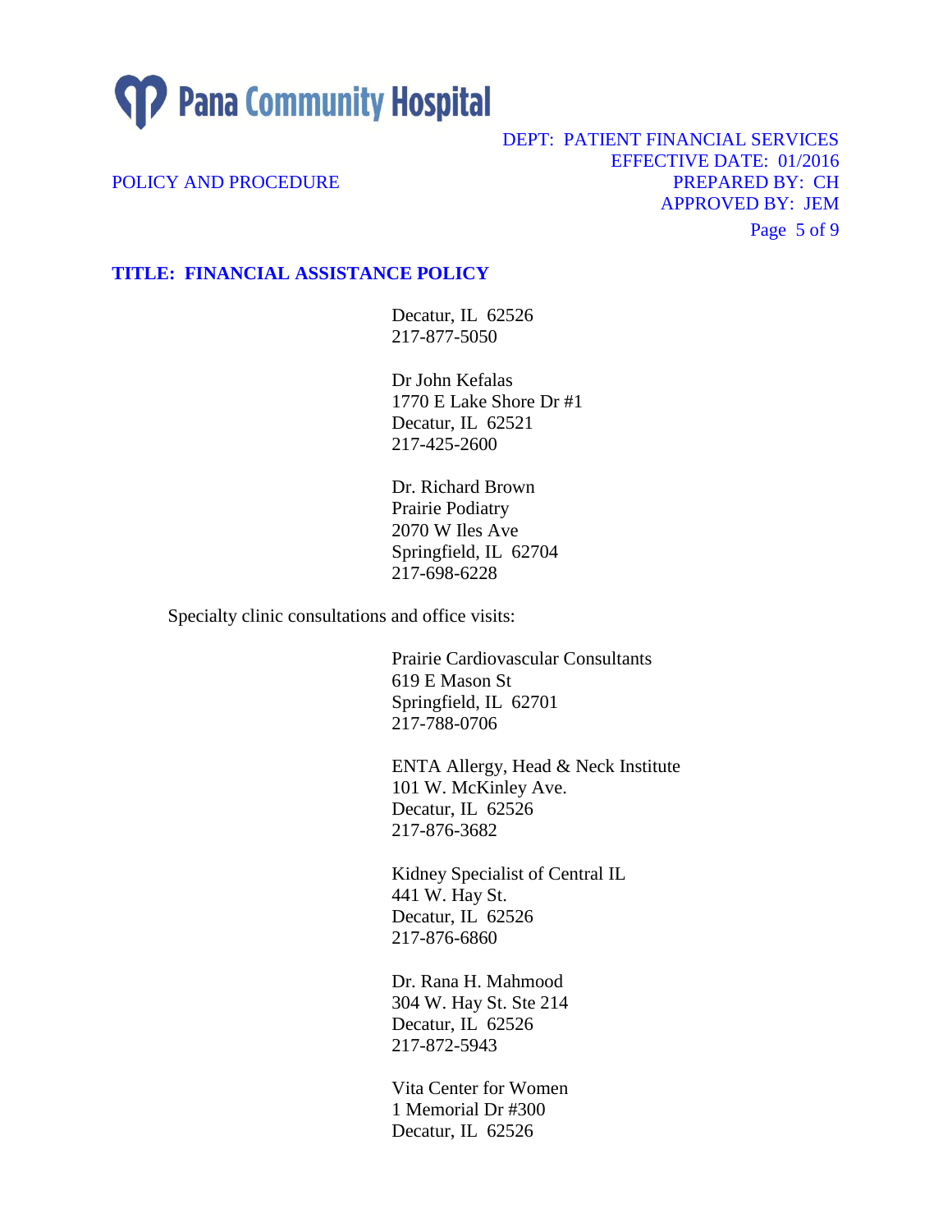Decatur, IL 62526
217-877-5050

Dr John Kefalas
1770 E Lake Shore Dr #1
Decatur, IL 62521
217-425-2600

Dr. Richard Brown
Prairie Podiatry
2070 W Iles Ave
Springfield, IL 62704
217-698-6228

Specialty clinic consultations and office visits:

Prairie Cardiovascular Consultants
619 E Mason St
Springfield, IL 62701
217-788-0706

ENTA Allergy, Head & Neck Institute
101 W. McKinley Ave.
Decatur, IL 62526
217-876-3682

Kidney Specialist of Central IL
441 W. Hay St.
Decatur, IL 62526
217-876-6860

Dr. Rana H. Mahmood
304 W. Hay St. Ste 214
Decatur, IL 62526
217-872-5943

Vita Center for Women
1 Memorial Dr #300
Decatur, IL 62526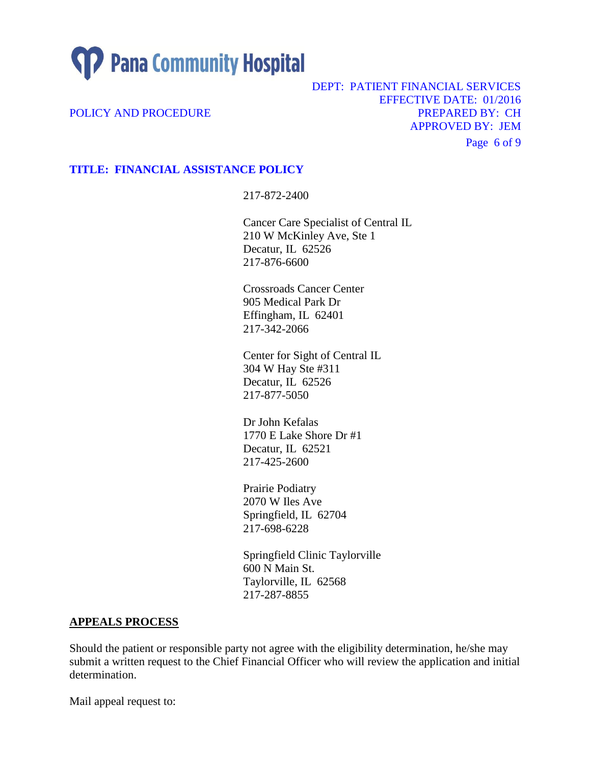217-872-2400

Cancer Care Specialist of Central IL
210 W McKinley Ave, Ste 1
Decatur, IL 62526
217-876-6600

Crossroads Cancer Center
905 Medical Park Dr
Effingham, IL 62401
217-342-2066

Center for Sight of Central IL
304 W Hay Ste #311
Decatur, IL 62526
217-877-5050

Dr John Kefalas
1770 E Lake Shore Dr #1
Decatur, IL 62521
217-425-2600

Prairie Podiatry
2070 W Iles Ave
Springfield, IL 62704
217-698-6228

Springfield Clinic Taylorville
600 N Main St.
Taylorville, IL 62568
217-287-8855

## APPEALS PROCESS

Should the patient or responsible party not agree with the eligibility determination, he/she may submit a written request to the Chief Financial Officer who will review the application and initial determination.

Mail appeal request to: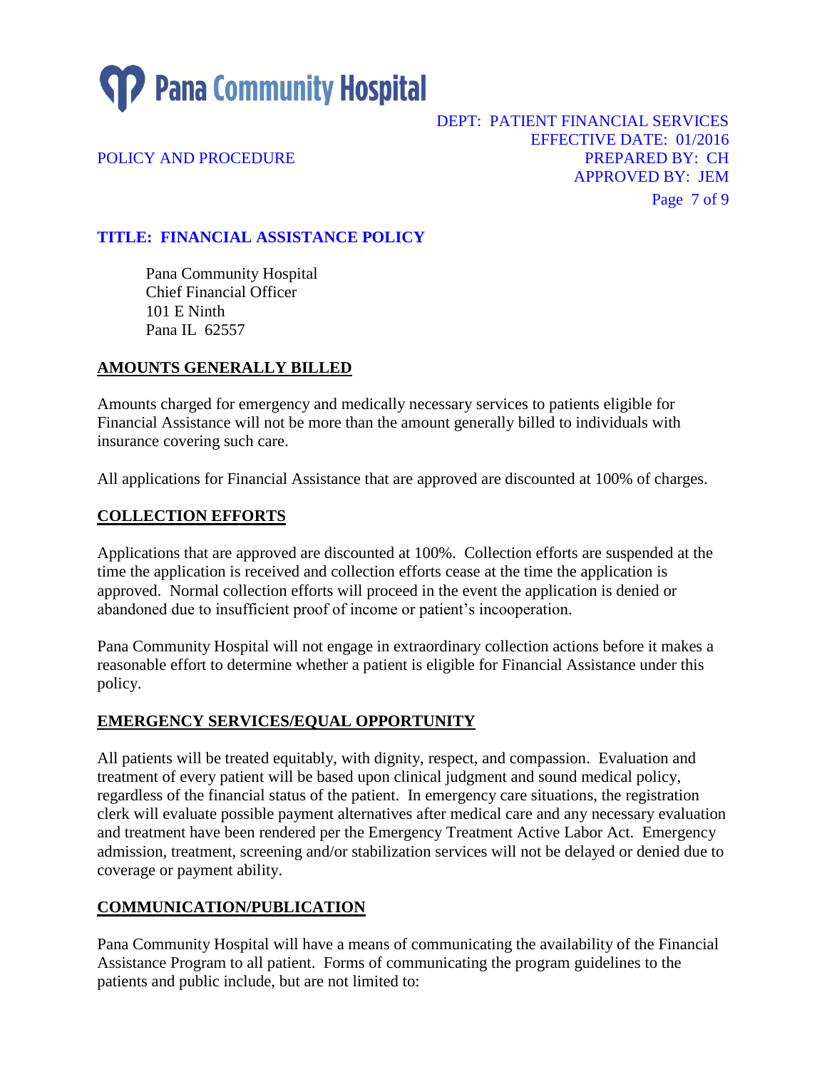Pana Community Hospital
Chief Financial Officer
101 E Ninth
Pana IL 62557

## AMOUNTS GENERALLY BILLED

Amounts charged for emergency and medically necessary services to patients eligible for Financial Assistance will not be more than the amount generally billed to individuals with insurance covering such care.

All applications for Financial Assistance that are approved are discounted at 100% of charges.

## COLLECTION EFFORTS

Applications that are approved are discounted at 100%. Collection efforts are suspended at the time the application is received and collection efforts cease at the time the application is approved. Normal collection efforts will proceed in the event the application is denied or abandoned due to insufficient proof of income or patient's incooperation.

Pana Community Hospital will not engage in extraordinary collection actions before it makes a reasonable effort to determine whether a patient is eligible for Financial Assistance under this policy.

## EMERGENCY SERVICES/EQUAL OPPORTUNITY

All patients will be treated equitably, with dignity, respect, and compassion. Evaluation and treatment of every patient will be based upon clinical judgment and sound medical policy, regardless of the financial status of the patient. In emergency care situations, the registration clerk will evaluate possible payment alternatives after medical care and any necessary evaluation and treatment have been rendered per the Emergency Treatment Active Labor Act. Emergency admission, treatment, screening and/or stabilization services will not be delayed or denied due to coverage or payment ability.

## COMMUNICATION/PUBLICATION

Pana Community Hospital will have a means of communicating the availability of the Financial Assistance Program to all patient. Forms of communicating the program guidelines to the patients and public include, but are not limited to: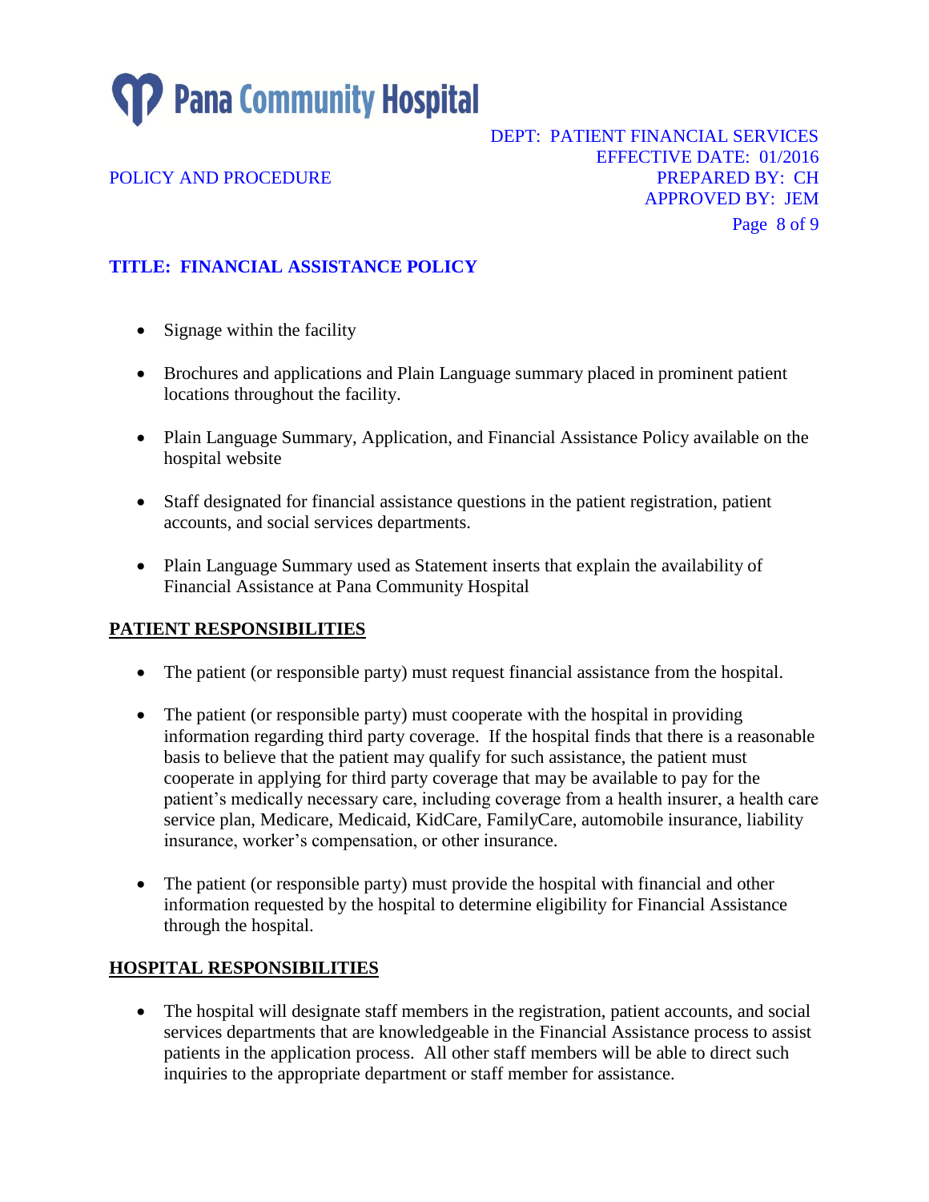- Signage within the facility
- Brochures and applications and Plain Language summary placed in prominent patient locations throughout the facility.
- Plain Language Summary, Application, and Financial Assistance Policy available on the hospital website
- Staff designated for financial assistance questions in the patient registration, patient accounts, and social services departments.
- Plain Language Summary used as Statement inserts that explain the availability of Financial Assistance at Pana Community Hospital

## PATIENT RESPONSIBILITIES

- The patient (or responsible party) must request financial assistance from the hospital.
- The patient (or responsible party) must cooperate with the hospital in providing information regarding third party coverage. If the hospital finds that there is a reasonable basis to believe that the patient may qualify for such assistance, the patient must cooperate in applying for third party coverage that may be available to pay for the patient's medically necessary care, including coverage from a health insurer, a health care service plan, Medicare, Medicaid, KidCare, FamilyCare, automobile insurance, liability insurance, worker's compensation, or other insurance.
- The patient (or responsible party) must provide the hospital with financial and other information requested by the hospital to determine eligibility for Financial Assistance through the hospital.

## HOSPITAL RESPONSIBILITIES

- The hospital will designate staff members in the registration, patient accounts, and social services departments that are knowledgeable in the Financial Assistance process to assist patients in the application process. All other staff members will be able to direct such inquiries to the appropriate department or staff member for assistance.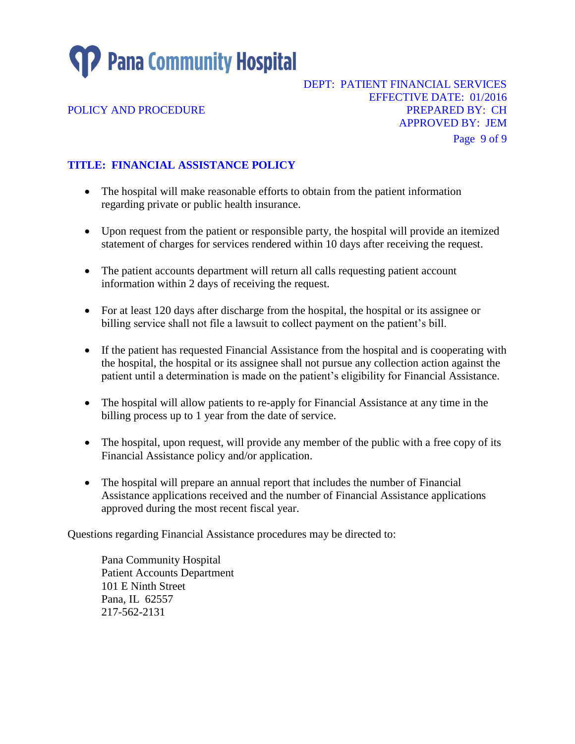- The hospital will make reasonable efforts to obtain from the patient information regarding private or public health insurance.

- Upon request from the patient or responsible party, the hospital will provide an itemized statement of charges for services rendered within 10 days after receiving the request.

- The patient accounts department will return all calls requesting patient account information within 2 days of receiving the request.

- For at least 120 days after discharge from the hospital, the hospital or its assignee or billing service shall not file a lawsuit to collect payment on the patient's bill.

- If the patient has requested Financial Assistance from the hospital and is cooperating with the hospital, the hospital or its assignee shall not pursue any collection action against the patient until a determination is made on the patient's eligibility for Financial Assistance.

- The hospital will allow patients to re-apply for Financial Assistance at any time in the billing process up to 1 year from the date of service.

- The hospital, upon request, will provide any member of the public with a free copy of its Financial Assistance policy and/or application.

- The hospital will prepare an annual report that includes the number of Financial Assistance applications received and the number of Financial Assistance applications approved during the most recent fiscal year.

Questions regarding Financial Assistance procedures may be directed to:

Pana Community Hospital
Patient Accounts Department
101 E Ninth Street
Pana, IL 62557
217-562-2131